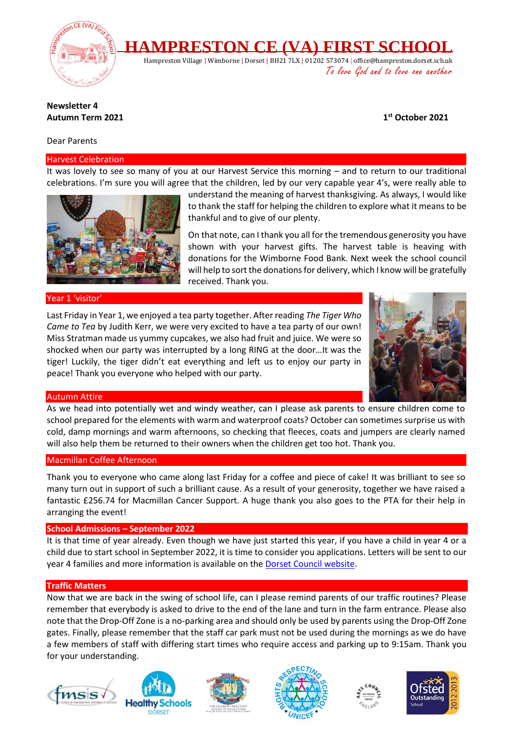# HAMPRESTON CE (VA) FIRST SCHOOL

Hampreston Village | Wimborne | Dorset | BH21 7LX | 01202 573074 | office@hampreston.dorset.sch.uk

*To love God and to love one another*

**Newsletter 4**
**Autumn Term 2021**

**1st October 2021**

Dear Parents

## Harvest Celebration

It was lovely to see so many of you at our Harvest Service this morning – and to return to our traditional celebrations. I'm sure you will agree that the children, led by our very capable year 4's, were really able to understand the meaning of harvest thanksgiving. As always, I would like to thank the staff for helping the children to explore what it means to be thankful and to give of our plenty.

On that note, can I thank you all for the tremendous generosity you have shown with your harvest gifts. The harvest table is heaving with donations for the Wimborne Food Bank. Next week the school council will help to sort the donations for delivery, which I know will be gratefully received. Thank you.

## Year 1 'visitor'

Last Friday in Year 1, we enjoyed a tea party together. After reading *The Tiger Who Came to Tea* by Judith Kerr, we were very excited to have a tea party of our own! Miss Stratman made us yummy cupcakes, we also had fruit and juice. We were so shocked when our party was interrupted by a long RING at the door…It was the tiger! Luckily, the tiger didn't eat everything and left us to enjoy our party in peace! Thank you everyone who helped with our party.

## Autumn Attire

As we head into potentially wet and windy weather, can I please ask parents to ensure children come to school prepared for the elements with warm and waterproof coats? October can sometimes surprise us with cold, damp mornings and warm afternoons, so checking that fleeces, coats and jumpers are clearly named will also help them be returned to their owners when the children get too hot. Thank you.

## Macmillan Coffee Afternoon

Thank you to everyone who came along last Friday for a coffee and piece of cake! It was brilliant to see so many turn out in support of such a brilliant cause. As a result of your generosity, together we have raised a fantastic £256.74 for Macmillan Cancer Support. A huge thank you also goes to the PTA for their help in arranging the event!

## School Admissions – September 2022

It is that time of year already. Even though we have just started this year, if you have a child in year 4 or a child due to start school in September 2022, it is time to consider you applications. Letters will be sent to our year 4 families and more information is available on the Dorset Council website.

## Traffic Matters

Now that we are back in the swing of school life, can I please remind parents of our traffic routines? Please remember that everybody is asked to drive to the end of the lane and turn in the farm entrance. Please also note that the Drop-Off Zone is a no-parking area and should only be used by parents using the Drop-Off Zone gates. Finally, please remember that the staff car park must not be used during the mornings as we do have a few members of staff with differing start times who require access and parking up to 9:15am. Thank you for your understanding.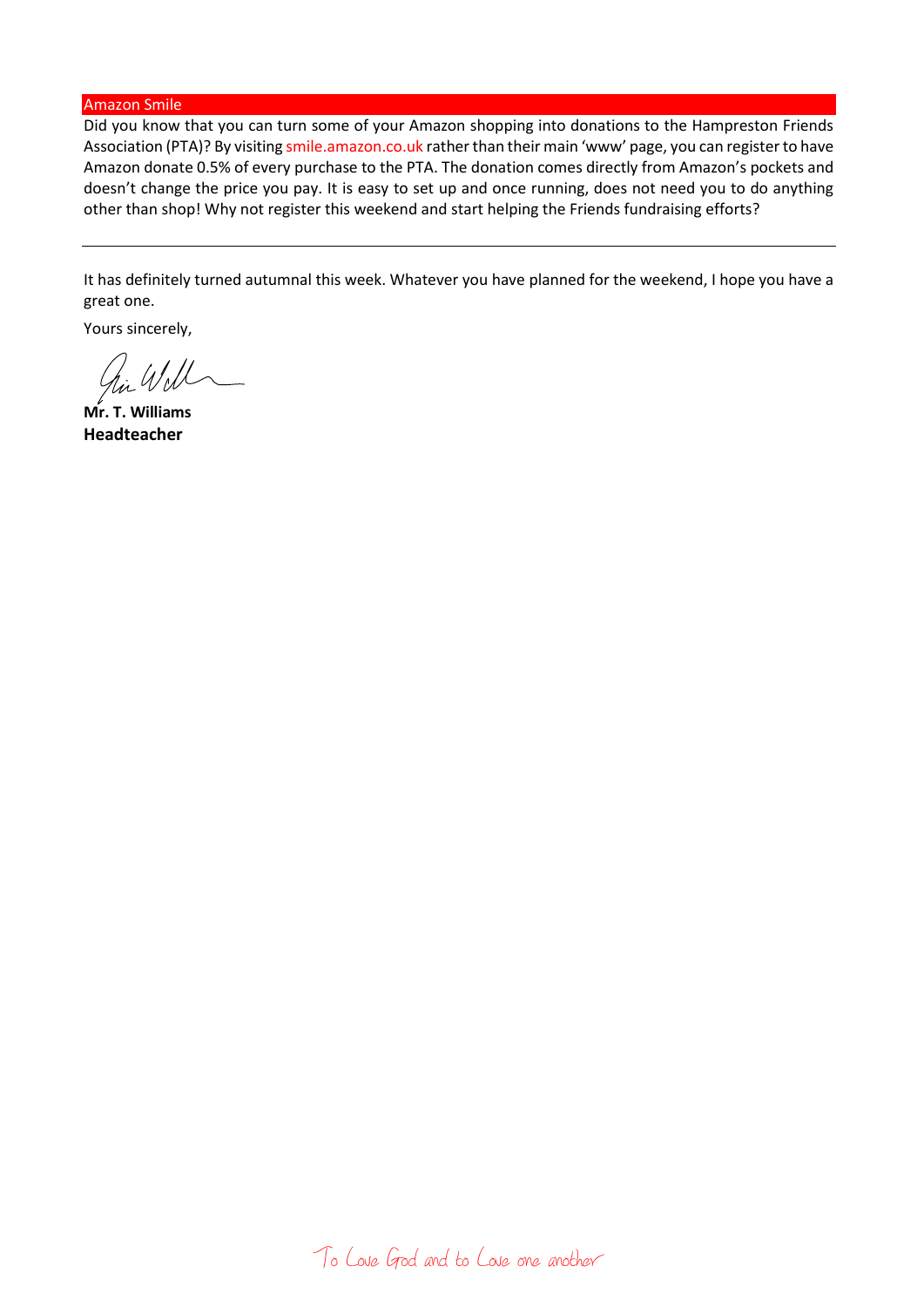## Amazon Smile

Did you know that you can turn some of your Amazon shopping into donations to the Hampreston Friends Association (PTA)? By visiting smile.amazon.co.uk rather than their main 'www' page, you can register to have Amazon donate 0.5% of every purchase to the PTA. The donation comes directly from Amazon's pockets and doesn't change the price you pay. It is easy to set up and once running, does not need you to do anything other than shop! Why not register this weekend and start helping the Friends fundraising efforts?

---

It has definitely turned autumnal this week. Whatever you have planned for the weekend, I hope you have a great one.

Yours sincerely,

**Mr. T. Williams**
**Headteacher**

To Love God and to Love one another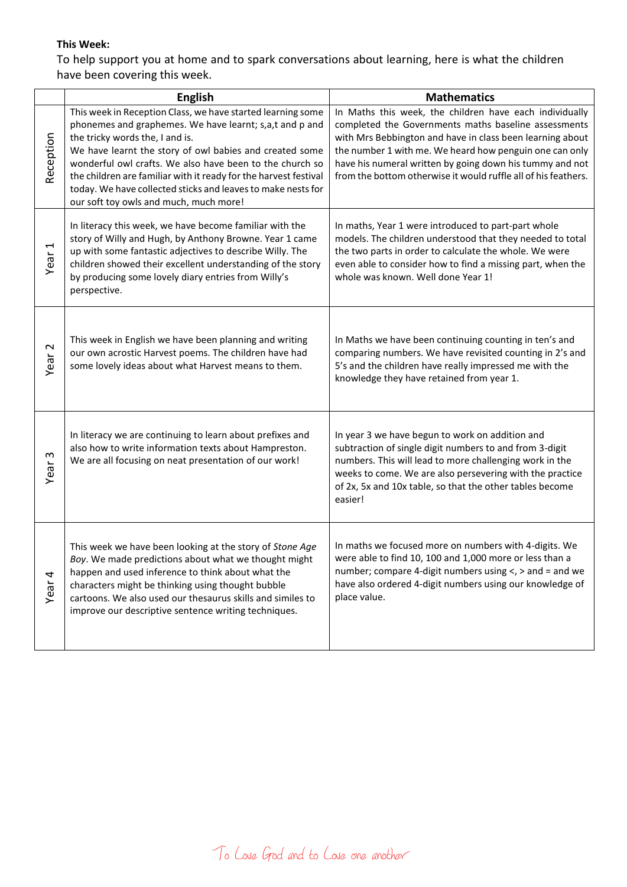**This Week:**

To help support you at home and to spark conversations about learning, here is what the children have been covering this week.

| | English | Mathematics |
|---|---|---|
| Reception | This week in Reception Class, we have started learning some phonemes and graphemes. We have learnt; s,a,t and p and the tricky words the, I and is. We have learnt the story of owl babies and created some wonderful owl crafts. We also have been to the church so the children are familiar with it ready for the harvest festival today. We have collected sticks and leaves to make nests for our soft toy owls and much, much more! | In Maths this week, the children have each individually completed the Governments maths baseline assessments with Mrs Bebbington and have in class been learning about the number 1 with me. We heard how penguin one can only have his numeral written by going down his tummy and not from the bottom otherwise it would ruffle all of his feathers. |
| Year 1 | In literacy this week, we have become familiar with the story of Willy and Hugh, by Anthony Browne. Year 1 came up with some fantastic adjectives to describe Willy. The children showed their excellent understanding of the story by producing some lovely diary entries from Willy's perspective. | In maths, Year 1 were introduced to part-part whole models. The children understood that they needed to total the two parts in order to calculate the whole. We were even able to consider how to find a missing part, when the whole was known. Well done Year 1! |
| Year 2 | This week in English we have been planning and writing our own acrostic Harvest poems. The children have had some lovely ideas about what Harvest means to them. | In Maths we have been continuing counting in ten's and comparing numbers. We have revisited counting in 2's and 5's and the children have really impressed me with the knowledge they have retained from year 1. |
| Year 3 | In literacy we are continuing to learn about prefixes and also how to write information texts about Hampreston. We are all focusing on neat presentation of our work! | In year 3 we have begun to work on addition and subtraction of single digit numbers to and from 3-digit numbers. This will lead to more challenging work in the weeks to come. We are also persevering with the practice of 2x, 5x and 10x table, so that the other tables become easier! |
| Year 4 | This week we have been looking at the story of *Stone Age Boy*. We made predictions about what we thought might happen and used inference to think about what the characters might be thinking using thought bubble cartoons. We also used our thesaurus skills and similes to improve our descriptive sentence writing techniques. | In maths we focused more on numbers with 4-digits. We were able to find 10, 100 and 1,000 more or less than a number; compare 4-digit numbers using <, > and = and we have also ordered 4-digit numbers using our knowledge of place value. |

To Love God and to Love one another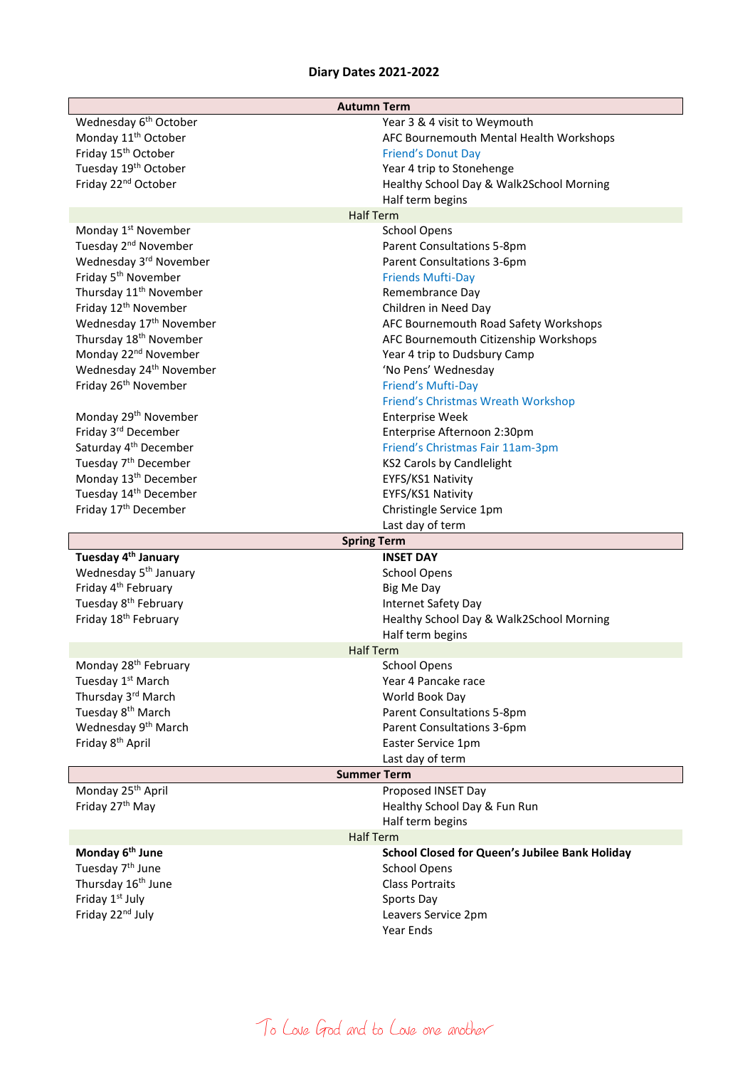# Diary Dates 2021-2022

| | |
|---|---|
| **Autumn Term** | |
| Wednesday 6th October | Year 3 & 4 visit to Weymouth |
| Monday 11th October | AFC Bournemouth Mental Health Workshops |
| Friday 15th October | Friend's Donut Day |
| Tuesday 19th October | Year 4 trip to Stonehenge |
| Friday 22nd October | Healthy School Day & Walk2School Morning |
| | Half term begins |
| Half Term | |
| Monday 1st November | School Opens |
| Tuesday 2nd November | Parent Consultations 5-8pm |
| Wednesday 3rd November | Parent Consultations 3-6pm |
| Friday 5th November | Friends Mufti-Day |
| Thursday 11th November | Remembrance Day |
| Friday 12th November | Children in Need Day |
| Wednesday 17th November | AFC Bournemouth Road Safety Workshops |
| Thursday 18th November | AFC Bournemouth Citizenship Workshops |
| Monday 22nd November | Year 4 trip to Dudsbury Camp |
| Wednesday 24th November | 'No Pens' Wednesday |
| Friday 26th November | Friend's Mufti-Day |
| | Friend's Christmas Wreath Workshop |
| Monday 29th November | Enterprise Week |
| Friday 3rd December | Enterprise Afternoon 2:30pm |
| Saturday 4th December | Friend's Christmas Fair 11am-3pm |
| Tuesday 7th December | KS2 Carols by Candlelight |
| Monday 13th December | EYFS/KS1 Nativity |
| Tuesday 14th December | EYFS/KS1 Nativity |
| Friday 17th December | Christingle Service 1pm |
| | Last day of term |
| **Spring Term** | |
| **Tuesday 4th January** | **INSET DAY** |
| Wednesday 5th January | School Opens |
| Friday 4th February | Big Me Day |
| Tuesday 8th February | Internet Safety Day |
| Friday 18th February | Healthy School Day & Walk2School Morning |
| | Half term begins |
| Half Term | |
| Monday 28th February | School Opens |
| Tuesday 1st March | Year 4 Pancake race |
| Thursday 3rd March | World Book Day |
| Tuesday 8th March | Parent Consultations 5-8pm |
| Wednesday 9th March | Parent Consultations 3-6pm |
| Friday 8th April | Easter Service 1pm |
| | Last day of term |
| **Summer Term** | |
| Monday 25th April | Proposed INSET Day |
| Friday 27th May | Healthy School Day & Fun Run |
| | Half term begins |
| Half Term | |
| **Monday 6th June** | **School Closed for Queen's Jubilee Bank Holiday** |
| Tuesday 7th June | School Opens |
| Thursday 16th June | Class Portraits |
| Friday 1st July | Sports Day |
| Friday 22nd July | Leavers Service 2pm |
| | Year Ends |

To Love God and to Love one another